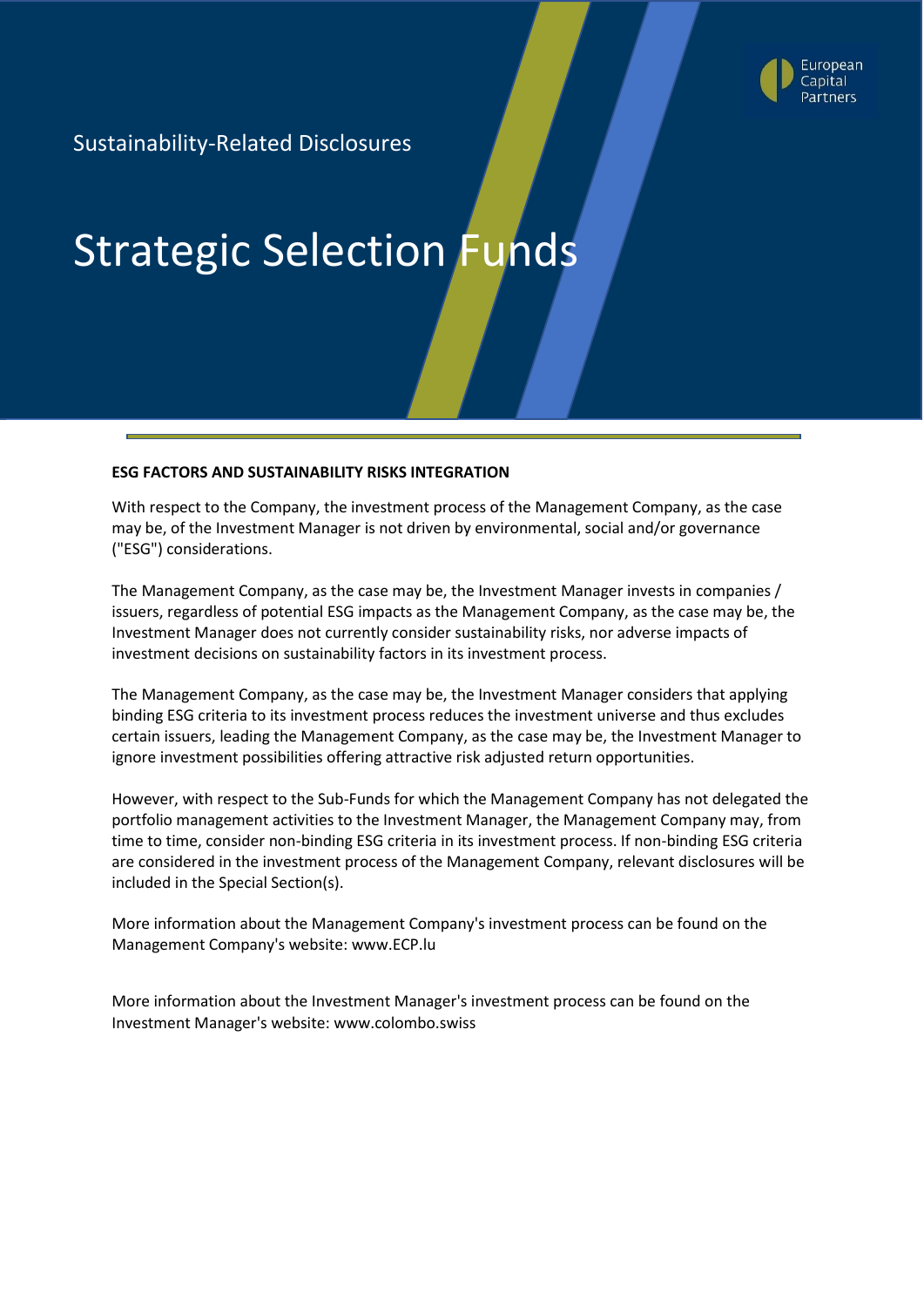European Capital Partners

Sustainability-Related Disclosures

# Strategic Selection Funds

## ESG FACTORS AND SUSTAINABILITY RISKS INTEGRATION

With respect to the Company, the investment process of the Management Company, as the case may be, of the Investment Manager is not driven by environmental, social and/or governance ("ESG") considerations.

The Management Company, as the case may be, the Investment Manager invests in companies / issuers, regardless of potential ESG impacts as the Management Company, as the case may be, the Investment Manager does not currently consider sustainability risks, nor adverse impacts of investment decisions on sustainability factors in its investment process.

The Management Company, as the case may be, the Investment Manager considers that applying binding ESG criteria to its investment process reduces the investment universe and thus excludes certain issuers, leading the Management Company, as the case may be, the Investment Manager to ignore investment possibilities offering attractive risk adjusted return opportunities.

However, with respect to the Sub-Funds for which the Management Company has not delegated the portfolio management activities to the Investment Manager, the Management Company may, from time to time, consider non-binding ESG criteria in its investment process. If non-binding ESG criteria are considered in the investment process of the Management Company, relevant disclosures will be included in the Special Section(s).

More information about the Management Company's investment process can be found on the Management Company's website: www.ECP.lu

More information about the Investment Manager's investment process can be found on the Investment Manager's website: www.colombo.swiss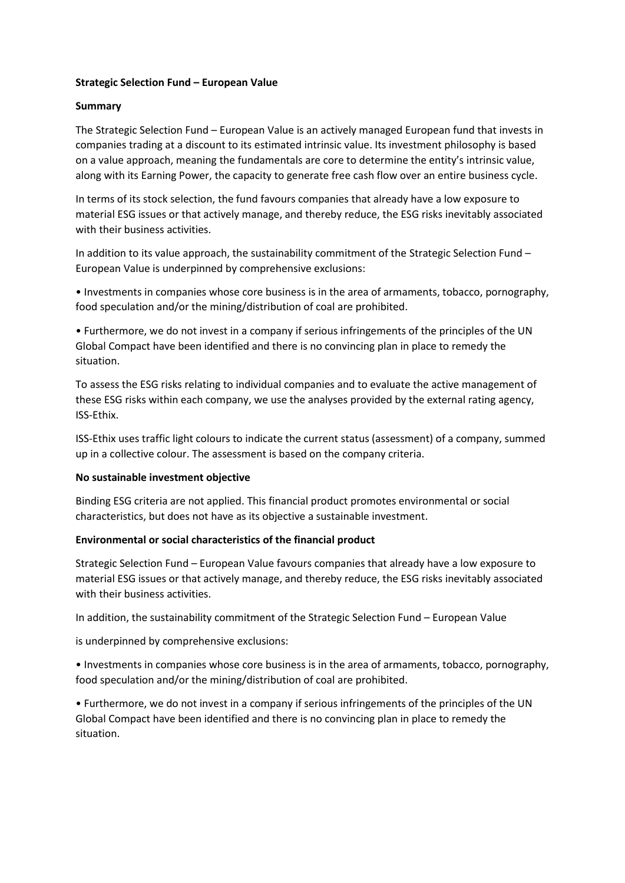**Strategic Selection Fund – European Value**

**Summary**

The Strategic Selection Fund – European Value is an actively managed European fund that invests in companies trading at a discount to its estimated intrinsic value. Its investment philosophy is based on a value approach, meaning the fundamentals are core to determine the entity's intrinsic value, along with its Earning Power, the capacity to generate free cash flow over an entire business cycle.

In terms of its stock selection, the fund favours companies that already have a low exposure to material ESG issues or that actively manage, and thereby reduce, the ESG risks inevitably associated with their business activities.

In addition to its value approach, the sustainability commitment of the Strategic Selection Fund – European Value is underpinned by comprehensive exclusions:

- Investments in companies whose core business is in the area of armaments, tobacco, pornography, food speculation and/or the mining/distribution of coal are prohibited.
- Furthermore, we do not invest in a company if serious infringements of the principles of the UN Global Compact have been identified and there is no convincing plan in place to remedy the situation.

To assess the ESG risks relating to individual companies and to evaluate the active management of these ESG risks within each company, we use the analyses provided by the external rating agency, ISS-Ethix.

ISS-Ethix uses traffic light colours to indicate the current status (assessment) of a company, summed up in a collective colour. The assessment is based on the company criteria.

**No sustainable investment objective**

Binding ESG criteria are not applied. This financial product promotes environmental or social characteristics, but does not have as its objective a sustainable investment.

**Environmental or social characteristics of the financial product**

Strategic Selection Fund – European Value favours companies that already have a low exposure to material ESG issues or that actively manage, and thereby reduce, the ESG risks inevitably associated with their business activities.

In addition, the sustainability commitment of the Strategic Selection Fund – European Value

is underpinned by comprehensive exclusions:

- Investments in companies whose core business is in the area of armaments, tobacco, pornography, food speculation and/or the mining/distribution of coal are prohibited.
- Furthermore, we do not invest in a company if serious infringements of the principles of the UN Global Compact have been identified and there is no convincing plan in place to remedy the situation.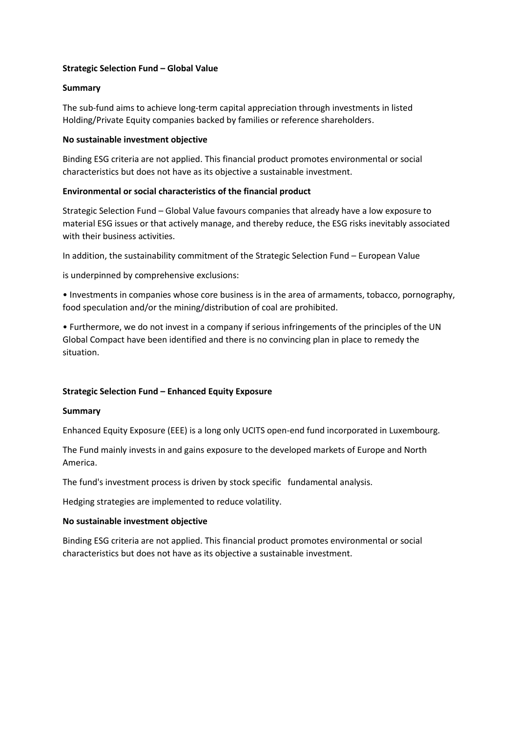**Strategic Selection Fund – Global Value**

**Summary**

The sub-fund aims to achieve long-term capital appreciation through investments in listed Holding/Private Equity companies backed by families or reference shareholders.

**No sustainable investment objective**

Binding ESG criteria are not applied. This financial product promotes environmental or social characteristics but does not have as its objective a sustainable investment.

**Environmental or social characteristics of the financial product**

Strategic Selection Fund – Global Value favours companies that already have a low exposure to material ESG issues or that actively manage, and thereby reduce, the ESG risks inevitably associated with their business activities.

In addition, the sustainability commitment of the Strategic Selection Fund – European Value

is underpinned by comprehensive exclusions:

• Investments in companies whose core business is in the area of armaments, tobacco, pornography, food speculation and/or the mining/distribution of coal are prohibited.

• Furthermore, we do not invest in a company if serious infringements of the principles of the UN Global Compact have been identified and there is no convincing plan in place to remedy the situation.

**Strategic Selection Fund – Enhanced Equity Exposure**

**Summary**

Enhanced Equity Exposure (EEE) is a long only UCITS open-end fund incorporated in Luxembourg.

The Fund mainly invests in and gains exposure to the developed markets of Europe and North America.

The fund's investment process is driven by stock specific fundamental analysis.

Hedging strategies are implemented to reduce volatility.

**No sustainable investment objective**

Binding ESG criteria are not applied. This financial product promotes environmental or social characteristics but does not have as its objective a sustainable investment.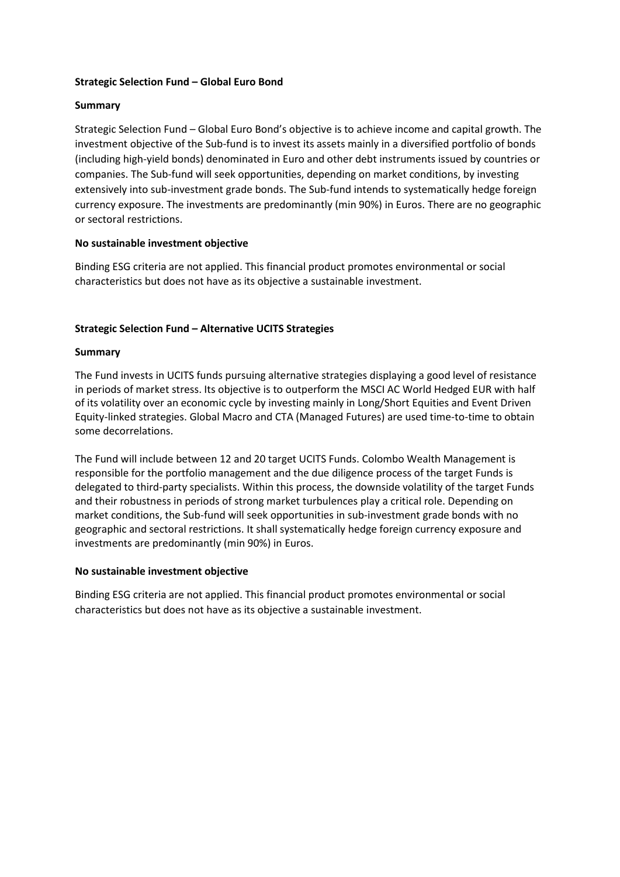## Strategic Selection Fund – Global Euro Bond

### Summary

Strategic Selection Fund – Global Euro Bond's objective is to achieve income and capital growth. The investment objective of the Sub-fund is to invest its assets mainly in a diversified portfolio of bonds (including high-yield bonds) denominated in Euro and other debt instruments issued by countries or companies. The Sub-fund will seek opportunities, depending on market conditions, by investing extensively into sub-investment grade bonds. The Sub-fund intends to systematically hedge foreign currency exposure. The investments are predominantly (min 90%) in Euros. There are no geographic or sectoral restrictions.

### No sustainable investment objective

Binding ESG criteria are not applied. This financial product promotes environmental or social characteristics but does not have as its objective a sustainable investment.

## Strategic Selection Fund – Alternative UCITS Strategies

### Summary

The Fund invests in UCITS funds pursuing alternative strategies displaying a good level of resistance in periods of market stress. Its objective is to outperform the MSCI AC World Hedged EUR with half of its volatility over an economic cycle by investing mainly in Long/Short Equities and Event Driven Equity-linked strategies. Global Macro and CTA (Managed Futures) are used time-to-time to obtain some decorrelations.

The Fund will include between 12 and 20 target UCITS Funds. Colombo Wealth Management is responsible for the portfolio management and the due diligence process of the target Funds is delegated to third-party specialists. Within this process, the downside volatility of the target Funds and their robustness in periods of strong market turbulences play a critical role. Depending on market conditions, the Sub-fund will seek opportunities in sub-investment grade bonds with no geographic and sectoral restrictions. It shall systematically hedge foreign currency exposure and investments are predominantly (min 90%) in Euros.

### No sustainable investment objective

Binding ESG criteria are not applied. This financial product promotes environmental or social characteristics but does not have as its objective a sustainable investment.